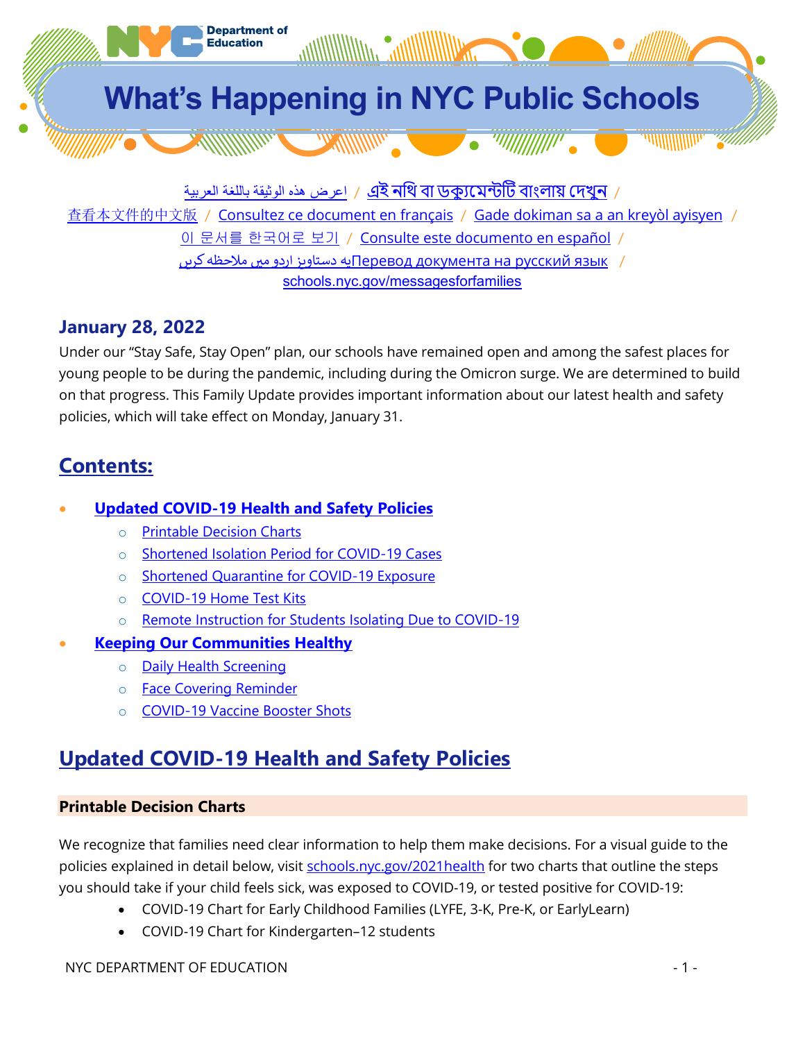Department of Education

# What's Happening in NYC Public Schools

اعرض هذه الوثيقة باللغة العربية / এই নথি বা ডক্যুমেন্টটি বাংলায় দেখুন / 查看本文件的中文版 / Consultez ce document en français / Gade dokiman sa a an kreyòl ayisyen / 이 문서를 한국어로 보기 / Consulte este documento en español / Перевод документа на русский язык / یہ دستاویز اردو میں ملاحظہ کریں

schools.nyc.gov/messagesforfamilies

### January 28, 2022

Under our "Stay Safe, Stay Open" plan, our schools have remained open and among the safest places for young people to be during the pandemic, including during the Omicron surge. We are determined to build on that progress. This Family Update provides important information about our latest health and safety policies, which will take effect on Monday, January 31.

## Contents:

- **Updated COVID-19 Health and Safety Policies**
  - Printable Decision Charts
  - Shortened Isolation Period for COVID-19 Cases
  - Shortened Quarantine for COVID-19 Exposure
  - COVID-19 Home Test Kits
  - Remote Instruction for Students Isolating Due to COVID-19
- **Keeping Our Communities Healthy**
  - Daily Health Screening
  - Face Covering Reminder
  - COVID-19 Vaccine Booster Shots

## Updated COVID-19 Health and Safety Policies

**Printable Decision Charts**

We recognize that families need clear information to help them make decisions. For a visual guide to the policies explained in detail below, visit schools.nyc.gov/2021health for two charts that outline the steps you should take if your child feels sick, was exposed to COVID-19, or tested positive for COVID-19:

- COVID-19 Chart for Early Childhood Families (LYFE, 3-K, Pre-K, or EarlyLearn)
- COVID-19 Chart for Kindergarten–12 students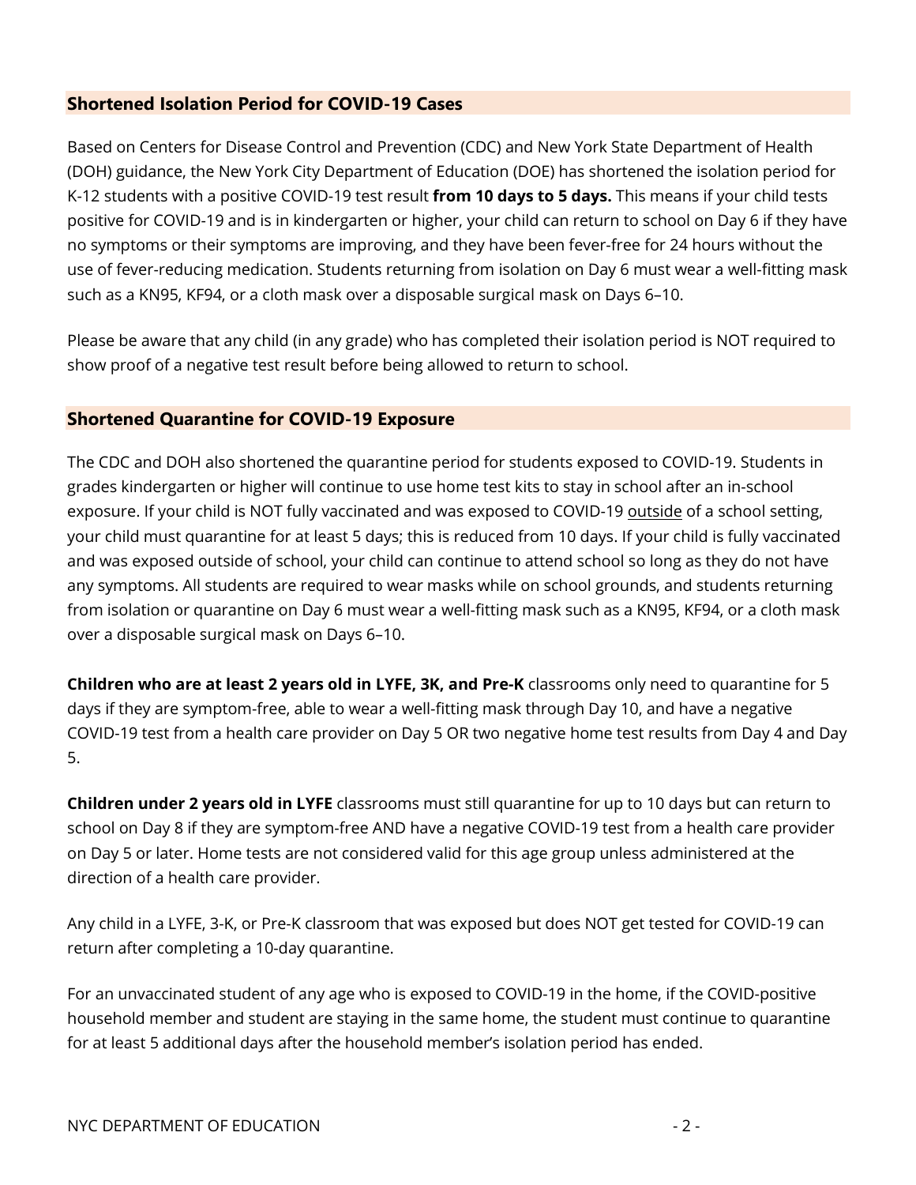## Shortened Isolation Period for COVID-19 Cases

Based on Centers for Disease Control and Prevention (CDC) and New York State Department of Health (DOH) guidance, the New York City Department of Education (DOE) has shortened the isolation period for K-12 students with a positive COVID-19 test result **from 10 days to 5 days.** This means if your child tests positive for COVID-19 and is in kindergarten or higher, your child can return to school on Day 6 if they have no symptoms or their symptoms are improving, and they have been fever-free for 24 hours without the use of fever-reducing medication. Students returning from isolation on Day 6 must wear a well-fitting mask such as a KN95, KF94, or a cloth mask over a disposable surgical mask on Days 6–10.

Please be aware that any child (in any grade) who has completed their isolation period is NOT required to show proof of a negative test result before being allowed to return to school.

## Shortened Quarantine for COVID-19 Exposure

The CDC and DOH also shortened the quarantine period for students exposed to COVID-19. Students in grades kindergarten or higher will continue to use home test kits to stay in school after an in-school exposure. If your child is NOT fully vaccinated and was exposed to COVID-19 <u>outside</u> of a school setting, your child must quarantine for at least 5 days; this is reduced from 10 days. If your child is fully vaccinated and was exposed outside of school, your child can continue to attend school so long as they do not have any symptoms. All students are required to wear masks while on school grounds, and students returning from isolation or quarantine on Day 6 must wear a well-fitting mask such as a KN95, KF94, or a cloth mask over a disposable surgical mask on Days 6–10.

**Children who are at least 2 years old in LYFE, 3K, and Pre-K** classrooms only need to quarantine for 5 days if they are symptom-free, able to wear a well-fitting mask through Day 10, and have a negative COVID-19 test from a health care provider on Day 5 OR two negative home test results from Day 4 and Day 5.

**Children under 2 years old in LYFE** classrooms must still quarantine for up to 10 days but can return to school on Day 8 if they are symptom-free AND have a negative COVID-19 test from a health care provider on Day 5 or later. Home tests are not considered valid for this age group unless administered at the direction of a health care provider.

Any child in a LYFE, 3-K, or Pre-K classroom that was exposed but does NOT get tested for COVID-19 can return after completing a 10-day quarantine.

For an unvaccinated student of any age who is exposed to COVID-19 in the home, if the COVID-positive household member and student are staying in the same home, the student must continue to quarantine for at least 5 additional days after the household member's isolation period has ended.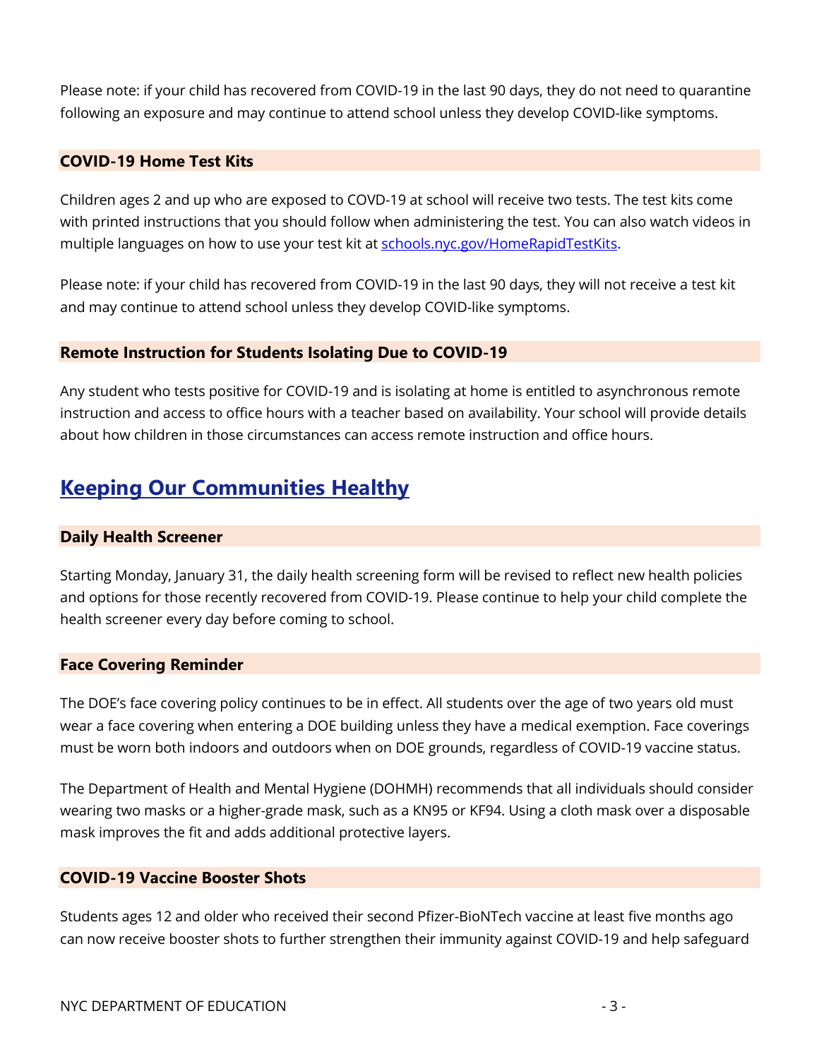Please note: if your child has recovered from COVID-19 in the last 90 days, they do not need to quarantine following an exposure and may continue to attend school unless they develop COVID-like symptoms.

### COVID-19 Home Test Kits

Children ages 2 and up who are exposed to COVD-19 at school will receive two tests. The test kits come with printed instructions that you should follow when administering the test. You can also watch videos in multiple languages on how to use your test kit at [schools.nyc.gov/HomeRapidTestKits](schools.nyc.gov/HomeRapidTestKits).

Please note: if your child has recovered from COVID-19 in the last 90 days, they will not receive a test kit and may continue to attend school unless they develop COVID-like symptoms.

### Remote Instruction for Students Isolating Due to COVID-19

Any student who tests positive for COVID-19 and is isolating at home is entitled to asynchronous remote instruction and access to office hours with a teacher based on availability. Your school will provide details about how children in those circumstances can access remote instruction and office hours.

## Keeping Our Communities Healthy

### Daily Health Screener

Starting Monday, January 31, the daily health screening form will be revised to reflect new health policies and options for those recently recovered from COVID-19. Please continue to help your child complete the health screener every day before coming to school.

### Face Covering Reminder

The DOE's face covering policy continues to be in effect. All students over the age of two years old must wear a face covering when entering a DOE building unless they have a medical exemption. Face coverings must be worn both indoors and outdoors when on DOE grounds, regardless of COVID-19 vaccine status.

The Department of Health and Mental Hygiene (DOHMH) recommends that all individuals should consider wearing two masks or a higher-grade mask, such as a KN95 or KF94. Using a cloth mask over a disposable mask improves the fit and adds additional protective layers.

### COVID-19 Vaccine Booster Shots

Students ages 12 and older who received their second Pfizer-BioNTech vaccine at least five months ago can now receive booster shots to further strengthen their immunity against COVID-19 and help safeguard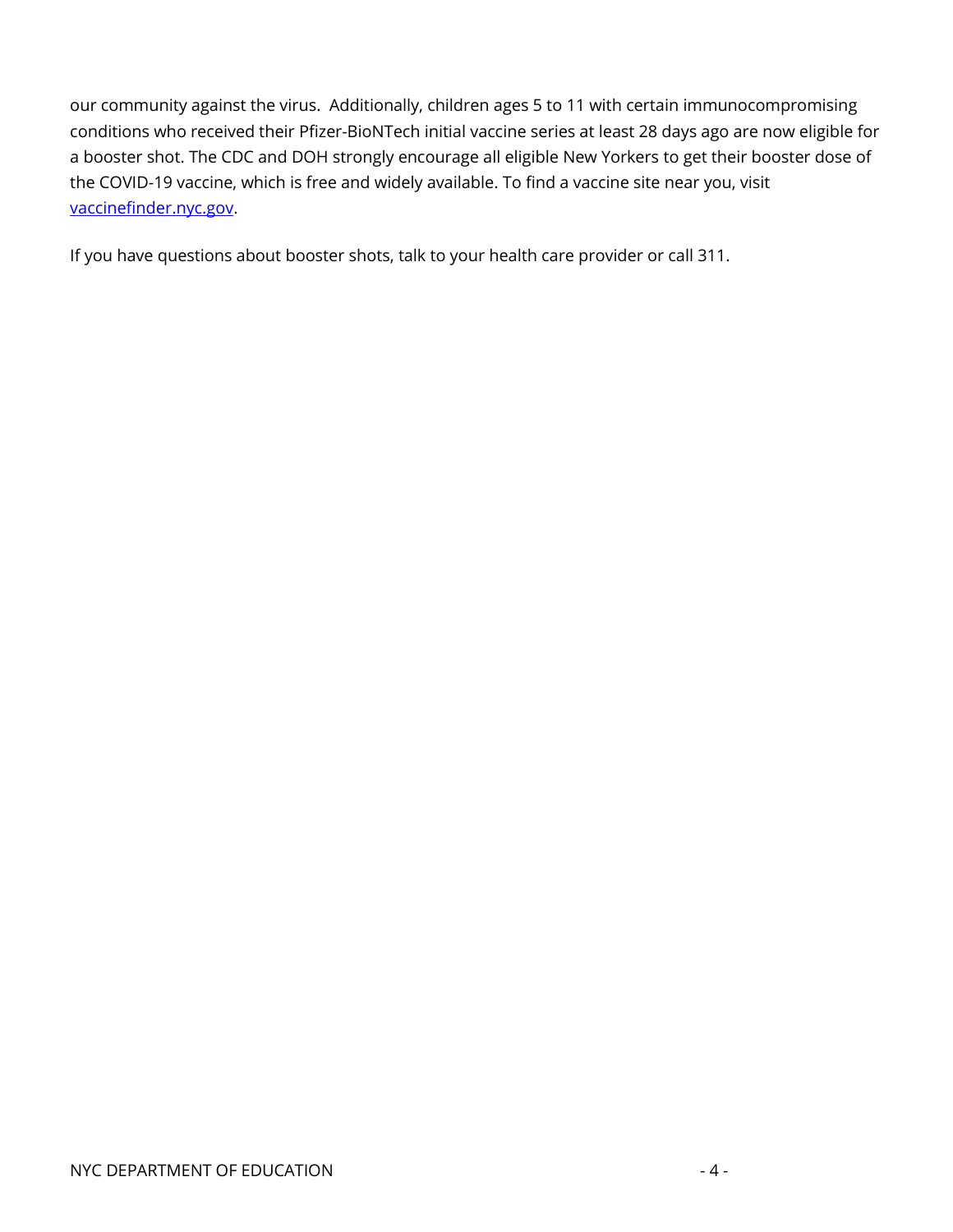our community against the virus.  Additionally, children ages 5 to 11 with certain immunocompromising conditions who received their Pfizer-BioNTech initial vaccine series at least 28 days ago are now eligible for a booster shot. The CDC and DOH strongly encourage all eligible New Yorkers to get their booster dose of the COVID-19 vaccine, which is free and widely available. To find a vaccine site near you, visit [vaccinefinder.nyc.gov](vaccinefinder.nyc.gov).

If you have questions about booster shots, talk to your health care provider or call 311.